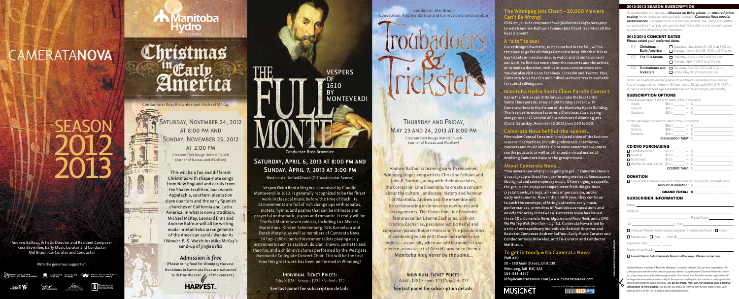# CAMERATA NOVA

# SEASON 2012 2013

Andrew Balfour, Artistic Director and Resident Composer
Ross Brownlee, Early Music Curator and Conductor
Mel Braun, Co-Curator and Conductor

With the generous support of:

Manitoba Hydro Presents

# Christmas in Early America

Conductors: Ross Brownlee and Michael McKay

## Saturday, November 24, 2012 at 8:00 pm and Sunday, November 25, 2012 at 2:00 pm

Crescent Fort Rouge United Church (corner of Nassau and Wardlaw)

This will be a fun and different Christmas with shape-note songs from New England and carols from the Shaker tradition, backwoods Appalachia, southern plantation slave quarters and the early Spanish churches of California and Latin America. In what is now a tradition, Michael McKay, Leonard Enns and Andrew Balfour will all be writing made-in-Manitoba arrangements of the American carol *I Wonder As I Wander*. P.-S. Watch for Mike McKay's send-up of *Jingle Bells*!

### Admission is free

(Please bring food for Winnipeg Harvest. Donations to Camerata Nova are welcomed to defray the cost of the concert.)

# The Full Monte

Vespers of 1610 by Monteverdi

Conductor: Ross Brownlee

## Saturday, April 6, 2013 at 8:00 pm and Sunday, April 7, 2013 at 3:00 pm

Westminster United Church (745 Westminster Avenue)

*Vespro Della Beata Vergine*, composed by Claudio Monteverdi in 1610, is generally recognized to be the finest work in classical music before the time of Bach. Its 13 movements are full of rich change ups with sonatas, motets, hymns and psalms that can be intimate and prayerful or dramatic, joyous and romantic. It really will be The Full Monte: seven soloists, including Luz Alvarez, Marni Enns, Kirsten Schellenberg, Kris Kornelson and Derek Morphy, as well as members of Camerata Nova; 14 top-calibre period instrumentalists playing early instruments such as sackbut, dulcian, shawm, cornetto and theorbo; and a children's chorus performed by the Westgate Mennonite Collegiate Concert Choir. This will be the first time this great work has been performed in Winnipeg!

**Individual Ticket Prices:**
*Adults $28 | Seniors $23 | Students $12*

See last panel for subscription details.

Conductor: Mel Braun
Conception: Andrew Balfour and Correction Line Ensemble

# Troubadours & Tricksters

## Thursday and Friday, May 23 and 24, 2013 at 8:00 pm

Crescent Fort Rouge United Church (corner of Nassau and Wardlaw)

Andrew Balfour is teaming up with renowned Winnipeg singer-songwriters Christine Fellows and John K. Samson, along with their associates, the Correction Line Ensemble, to create a concert about the culture, landscape, history and humour of Manitoba. Andrew and the ensemble will be collaborating on innovative new works and arrangements. The Correction Line Ensemble features cellist Leanne Zacharias, violinist Cristina Zacharias, percussionist Ed Reifel and composer/pianist Robert Honstein. The possibilities of combining voices with these instruments are endless—especially when we add harmonicist and electro-acoustic artist Gérald Laroche to the mix. *Manitoba may never be the same...*

**Individual Ticket Prices:**
*Adults $28 | Seniors $23 | Students $12*

See last panel for subscription details.

## The Winnipeg Jets Chant – 20,000 Viewers Can't Be Wrong!

Click on *youtube.com/watch?v=bQXXhmLmGrY&feature=plcp* to watch Andrew Balfour's famous Jets Chant. See what all the buzz is about!

## A "site" to see!

Our redesigned website, to be launched in the fall, will be the place to go for all things Camerata Nova. Whether it is to buy tickets or merchandise, to watch and listen to some of our work, to find out more about the concerts and the artists, or to make a donation, visit us at *www.cameratanova.com*. You can also visit us on Facebook, LinkedIn and Twitter. Plus, Camerata Nova has CDs and individual music tracks available for sale at *cdbaby.com*.

## Manitoba Hydro Santa Claus Parade Concert

Get in the festive spirit! Before you take the kids to the Santa Claus parade, enjoy a light holiday concert with Camerata Nova in the Atrium of the Manitoba Hydro Building. The free performance features a Christmas classics sing-along plus a LIVE version of our celebrated Winnipeg Jets Chant. *Saturday, November 17, 2012 from 2:30 to 3:30.*

## Camerata Nova behind-the-scenes...

Filmmaker Conrad Sweatman produced video of the last two seasons' productions, including rehearsals, interviews, concerts and music videos. Go to *www.cameratanova.com* to see the podcasts as well as other audio-visual material involving Camerata Nova or the group's music.

## About Camerata Nova...

"You never know what you're going to get..." Camerata Nova is a vocal group without fear, performing medieval, Renaissance, Aboriginal and contemporary music. Often singing *a cappella*, the group also enjoys accompaniment from didgeridoos, crystal bowls, strings, all kinds of percussion, and/or early instruments. Now in their 16th year, they continue to push the envelope, offering authentic early music performances, premières of Manitoba compositions and an eclectic array in between. Camerata Nova has issued three CDs: *Camerata Nova*, *Mystica* and *Nova Noël*, and a DVD *Wa Wa Tey Wak (Northern Lights)*. Camerata Nova is led by a trio of extraordinary individuals: Artistic Director and Resident Composer Andrew Balfour, Early Music Curator and Conductor Ross Brownlee, and Co-Curator and Conductor Mel Braun.

## To get in touch with Camerata Nova:

PMB 420
30 – 360 Main Street, Unit 138
Winnipeg, MB R3C 3Z8
204-918-4547
info@cameratanova.com | www.cameratanova.com

Camerata Nova is a member of MUSICNET

Concerts at $10 for high school students! See eyeGO.org

## 2012-2013 SEASON SUBSCRIPTION

*As a subscriber, you receive a **discount on ticket prices**, are **ensured prime seating** (when available) and can have access to **Camerata Nova special performances**. Camerata Nova is a member of MusicNet, which also entitles our subscribers to a "buy one get one free" ticket offer to one concert hosted by each of the other MusicNet members.*

### 2012/2013 CONCERT DATES

**Please select your preferred dates.**

| | Concert | Dates |
|---|---|---|
| 01 | Christmas in Early America | ☐ Saturday, November 24, 2012 at 8:00 p.m. ☐ Sunday, November 25, 2012 at 2:00 p.m. |
| 02 | The Full Monte | ☐ Saturday, April 6, 2013 at 8:00 p.m. ☐ Sunday, April 7, 2013 at 3:00 p.m. |
| 03 | Troubadours and Tricksters | ☐ Thursday, May 23, 2013 at 8:00 p.m. ☐ Friday, May 24, 2013 at 8:00 p.m. |

*NOTE: All tickets are exchangeable for a different Camerata Nova concert, free of charge with a minimum 48-hour notice. Simply call (204) 918-4547 or e-mail us at subscription@cameratanova.com to exchange your ticket(s).*

### SUBSCRIPTION OPTIONS

*Individual package (1 ticket for each of the 3 concerts)*

Adults: $50 x ______ = $ ______
Seniors: $45 x ______ = $ ______
Students: $20 x ______ = $ ______

*Buddy package (2 tickets for each of the 3 concerts)*

Adults: $95 x ______ = $ ______
Seniors: $85 x ______ = $ ______
Students: $35 x ______ = $ ______

***Subscription Total:*** $ ______

### CD/DVD PURCHASING

☐ Camerata Nova: $10 x ______ = $ ______
☐ Mystica: $10 x ______ = $ ______
☐ Nova Noël: $10 x ______ = $ ______
☐ Wa Wa Tey Wak (DVD): $10 x ______ = $ ______

***CD/DVD Total:*** $ ______

### DONATION

☐ *I would like to make a tax-deductible donation to support Camerata Nova.*
***Amount of donation:*** $ ______

***GRAND TOTAL:*** **$** ______

### SUBSCRIBER INFORMATION

Name: ______
Address: ______
Postal Code: ______
Tel.: ______ E-mail: ______

☐ Cheque *(Please make cheque payable to Camerata Nova)* ☐ Cash
☐ Mastercard ☐ Visa Card #: ______
Expiration Date: ______ / ______
Name of cardholder: ______

☐ ***I would like to help Camerata Nova in other ways. Please contact me.***

*Camerata Nova is a member of MusicNet, Winnipeg's consortium of eleven classical music organizations. We collect your personal information solely for purposes related to your patronage of Camerata Nova and to inform you of upcoming events and fundraising campaigns. From time to time, MusicNet member organizations will exchange information with each other solely for the purpose of enabling the other members to advise you of their concerts and fundraising events. Otherwise, **we do not trade, rent, sell nor disclose your personal information to third parties**. If at any time you wish to be removed from our lists, simply contact us by phone at (204) 918-4547 or via email at info@cameratanova.com.*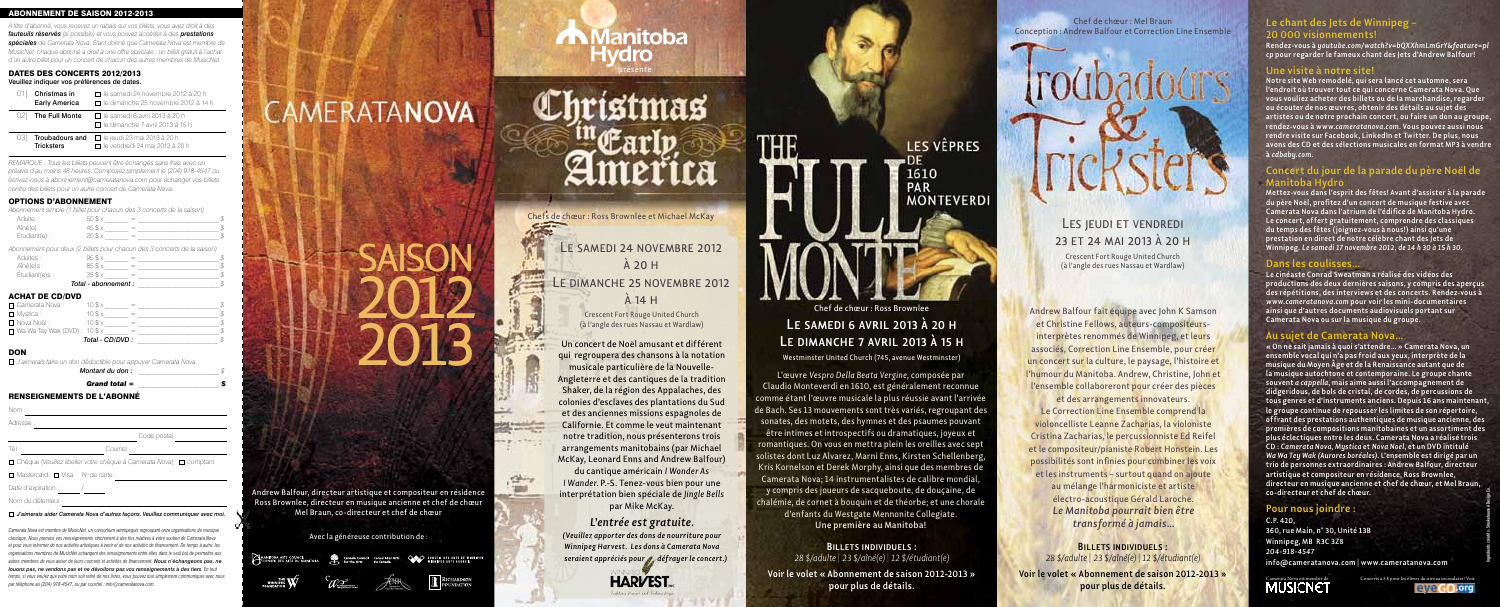## ABONNEMENT DE SAISON 2012-2013

*À titre d'abonné, vous recevez un rabais sur vos billets, vous avez droit à des **fauteuils réservés** (si possible) et vous pouvez accéder à des **prestations spéciales** de Camerata Nova. Étant donné que Camerata Nova est membre de MusicNet, chaque abonné a droit à une offre spéciale : un billet gratuit à l'achat d'un autre billet pour un concert de chacun des autres membres de MusicNet.*

### DATES DES CONCERTS 2012/2013

**Veuillez indiquer vos préférences de dates.**

| | | |
|---|---|---|
| 01 | Christmas in Early America | ☐ le samedi 24 novembre 2012 à 20 h<br>☐ le dimanche 25 novembre 2012 à 14 h |
| 02 | The Full Monte | ☐ le samedi 6 avril 2013 à 20 h<br>☐ le dimanche 7 avril 2013 à 15 h |
| 03 | Troubadours and Tricksters | ☐ le jeudi 23 mai 2013 à 20 h<br>☐ le vendredi 24 mai 2013 à 20 h |

*REMARQUE : Tous les billets peuvent être échangés sans frais avec un préavis d'au moins 48 heures. Composez simplement le (204) 918-4547 ou écrivez-nous à abonnement@cameratanova.com pour échanger vos billets contre des billets pour un autre concert de Camerata Nova.*

### OPTIONS D'ABONNEMENT

*Abonnement simple (1 billet pour chacun des 3 concerts de la saison)*

| | | | |
|---|---|---|---|
| Adulte : | 50 $ x ____ | = | ____ $ |
| Aîné(e) : | 45 $ x ____ | = | ____ $ |
| Étudiant(e) : | 20 $ x ____ | = | ____ $ |

*Abonnement pour deux (2 billets pour chacun des 3 concerts de la saison)*

| | | | |
|---|---|---|---|
| Adultes : | 95 $ x ____ | = | ____ $ |
| Aîné(e)s : | 85 $ x ____ | = | ____ $ |
| Étudiant(e)s : | 35 $ x ____ | = | ____ $ |
| | *Total - abonnement :* | | ____ $ |

### ACHAT DE CD/DVD

| | | | |
|---|---|---|---|
| ☐ Camerata Nova : | 10 $ x ____ | = | ____ $ |
| ☐ Mystica : | 10 $ x ____ | = | ____ $ |
| ☐ Nova Noël : | 10 $ x ____ | = | ____ $ |
| ☐ Wa Wa Tey Wak (DVD) : | 10 $ x ____ | = | ____ $ |
| | *Total - CD/DVD :* | | ____ $ |

### DON

☐ *J'aimerais faire un don déductible pour appuyer Camerata Nova.*

*Montant du don :* ____ $

***Grand total =*** ____ **$**

### RENSEIGNEMENTS DE L'ABONNÉ

Nom ____

Adresse ____

Code postal ____

Tél. ____ Courriel ____

☐ Chèque (*Veuillez libeller votre chèque à Camerata Nova*) ☐ comptant

☐ Mastercard ☐ Visa N° de carte ____

Date d'expiration ____ / ____

Nom du détenteur ____

☐ ***J'aimerais aider Camerata Nova d'autres façons. Veuillez communiquer avec moi.***

*Camerata Nova est membre de MusicNet, un consortium winnipégois regroupant onze organisations de musique classique. Nous prenons vos renseignements uniquement à des fins relatives à votre abonnement à Camerata Nova et pour vous informer de nos activités artistiques à venir et de nos activités de financement. De temps à autre, les organisations membres de MusicNet échangent des renseignements entre elles dans le seul but de permettre aux autres membres de vous aviser de leurs concerts et activités de financement. **Nous ne échangeons pas, ne louons pas, ne vendons pas et ne dévoilons pas vos renseignements à des tiers.** En tout temps, si vous voulez que votre nom soit retiré de nos listes, vous pouvez tout simplement communiquer avec nous par téléphone au (204) 918-4547, ou par courriel : info@cameratanova.com.*

# CAMERATANOVA

# SAISON 2012 2013

Andrew Balfour, directeur artistique et compositeur en résidence
Ross Brownlee, directeur en musique ancienne et chef de chœur
Mel Braun, co-directeur et chef de chœur

Avec la généreuse contribution de :

Manitoba Hydro présente

# Christmas in Early America

Chefs de chœur : Ross Brownlee et Michael McKay

## Le samedi 24 novembre 2012 à 20 h
## Le dimanche 25 novembre 2012 à 14 h

Crescent Fort Rouge United Church
(à l'angle des rues Nassau et Wardlaw)

Un concert de Noël amusant et différent qui regroupera des chansons à la notation musicale particulière de la Nouvelle-Angleterre et des cantiques de la tradition Shaker, de la région des Appalaches, des colonies d'esclaves des plantations du Sud et des anciennes missions espagnoles de Californie. Et comme le veut maintenant notre tradition, nous présenterons trois arrangements manitobains (par Michael McKay, Leonard Enns and Andrew Balfour) du cantique américain *I Wonder As I Wander*. P.-S. Tenez-vous bien pour une interprétation bien spéciale de *Jingle Bells* par Mike McKay.

*L'entrée est gratuite.*

*(Veuillez apporter des dons de nourriture pour Winnipeg Harvest. Les dons à Camerata Nova seraient appréciés pour défrayer le concert.)*

# THE FULL MONTE

LES VÊPRES DE 1610 PAR MONTEVERDI

Chef de chœur : Ross Brownlee

## Le samedi 6 avril 2013 à 20 h
## Le dimanche 7 avril 2013 à 15 h

Westminster United Church (745, avenue Westminster)

L'œuvre *Vespro Della Beata Vergine*, composée par Claudio Monteverdi en 1610, est généralement reconnue comme étant l'œuvre musicale la plus réussie avant l'arrivée de Bach. Ses 13 mouvements sont très variés, regroupant des sonates, des motets, des hymnes et des psaumes pouvant être intimes et introspectifs ou dramatiques, joyeux et romantiques. On vous en mettra plein les oreilles avec sept solistes dont Luz Alvarez, Marni Enns, Kirsten Schellenberg, Kris Kornelson et Derek Morphy, ainsi que des membres de Camerata Nova; 14 instrumentalistes de calibre mondial, y compris des joueurs de sacqueboute, de douçaine, de chalémie, de cornet à bouquin et de théorbe; et une chorale d'enfants du Westgate Mennonite Collegiate.
Une première au Manitoba!

**Billets individuels :**
*28 $/adulte | 23 $/aîné(e) | 12 $/étudiant(e)*

**Voir le volet « Abonnement de saison 2012-2013 » pour plus de détails.**

Chef de chœur : Mel Braun
Conception : Andrew Balfour et Correction Line Ensemble

# Troubadours & Tricksters

## Les jeudi et vendredi 23 et 24 mai 2013 à 20 h

Crescent Fort Rouge United Church
(à l'angle des rues Nassau et Wardlaw)

Andrew Balfour fait équipe avec John K Samson et Christine Fellows, auteurs-compositeurs-interprètes renommés de Winnipeg, et leurs associés, Correction Line Ensemble, pour créer un concert sur la culture, le paysage, l'histoire et l'humour du Manitoba. Andrew, Christine, John et l'ensemble collaboreront pour créer des pièces et des arrangements innovateurs. Le Correction Line Ensemble comprend la violoncelliste Leanne Zacharias, la violoniste Cristina Zacharias, le percussionniste Ed Reifel et le compositeur/pianiste Robert Honstein. Les possibilités sont infinies pour combiner les voix et les instruments – surtout quand on ajoute au mélange l'harmoniciste et artiste électro-acoustique Gérald Laroche. *Le Manitoba pourrait bien être transformé à jamais...*

**Billets individuels :**
*28 $/adulte | 23 $/aîné(e) | 12 $/étudiant(e)*

**Voir le volet « Abonnement de saison 2012-2013 » pour plus de détails.**

### Le chant des Jets de Winnipeg – 20 000 visionnements!

**Rendez-vous à *youtube.com/watch?v=bQXXhmLmGrY&feature=pl cp* pour regarder le fameux chant des Jets d'Andrew Balfour!**

### Une visite à notre site!

**Notre site Web remodelé, qui sera lancé cet automne, sera l'endroit où trouver tout ce qui concerne Camerata Nova. Que vous vouliez acheter des billets ou de la marchandise, regarder ou écouter de nos œuvres, obtenir des détails au sujet des artistes ou de notre prochain concert, ou faire un don au groupe, rendez-vous à *www.cameratanova.com*. Vous pouvez aussi nous rendre visite sur Facebook, LinkedIn et Twitter. De plus, nous avons des CD et des sélections musicales en format MP3 à vendre à *cdbaby.com*.**

### Concert du jour de la parade du père Noël de Manitoba Hydro

**Mettez-vous dans l'esprit des fêtes! Avant d'assister à la parade du père Noël, profitez d'un concert de musique festive avec Camerata Nova dans l'atrium de l'édifice de Manitoba Hydro. Le concert, offert gratuitement, comprendre des classiques du temps des fêtes (joignez-vous à nous!) ainsi qu'une prestation en direct de notre célèbre chant des Jets de Winnipeg. *Le samedi 17 novembre 2012, de 14 h 30 à 15 h 30.***

### Dans les coulisses...

**Le cinéaste Conrad Sweatman a réalisé des vidéos des productions des deux dernières saisons, y compris des aperçus des répétitions, des interviews et des concerts. Rendez-vous à *www.cameratanova.com* pour voir les mini-documentaires ainsi que d'autres documents audiovisuels portant sur Camerata Nova ou sur la musique du groupe.**

### Au sujet de Camerata Nova...

**« On ne sait jamais à quoi s'attendre... » Camerata Nova, un ensemble vocal qui n'a pas froid aux yeux, interprète de la musique du Moyen Âge et de la Renaissance autant que de la musique autochtone et contemporaine. Le groupe chante souvent *a cappella*, mais aime aussi l'accompagnement de didgeridoos, de bols de cristal, de cordes, de percussions de tous genres et d'instruments anciens. Depuis 16 ans maintenant, le groupe continue de repousser les limites de son répertoire, offrant des prestations authentiques de musique ancienne, des premières de compositions manitobaines et un assortiment des plus éclectiques entre les deux. Camerata Nova a réalisé trois CD : *Camerata Nova, Mystica* et *Nova Noël*, et un DVD intitulé *Wa Wa Tey Wak (Aurores boréales)*. L'ensemble est dirigé par un trio de personnes extraordinaires : Andrew Balfour, directeur artistique et compositeur en résidence, Ross Brownlee, directeur en musique ancienne et chef de chœur, et Mel Braun, co-directeur et chef de chœur.**

### Pour nous joindre :

**C.P. 420,
360, rue Main, n° 30, Unité 13B
Winnipeg, MB R3C 3Z8
204-918-4547
info@cameratanova.com | www.cameratanova.com**

Camerata Nova est membre de MUSICNET

Concerts à 5 $ pour les élèves du niveau secondaire! Voir eyeGO.org